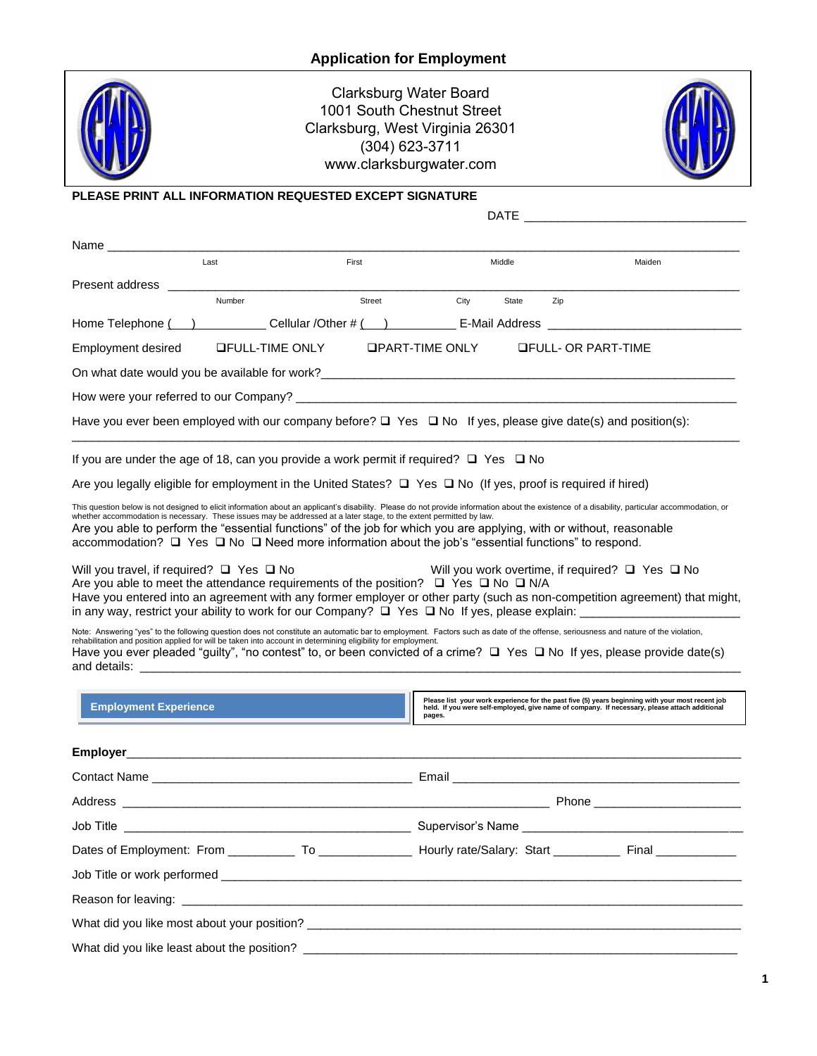# Application for Employment

Clarksburg Water Board
1001 South Chestnut Street
Clarksburg, West Virginia 26301
(304) 623-3711
www.clarksburgwater.com

**PLEASE PRINT ALL INFORMATION REQUESTED EXCEPT SIGNATURE**

DATE ______________________________

Name ______________________________________________________________________________
Last First Middle Maiden

Present address ______________________________________________________________________
Number Street City State Zip

Home Telephone ( ) __________ Cellular /Other # ( ) __________ E-Mail Address ____________________________

Employment desired ❑FULL-TIME ONLY ❑PART-TIME ONLY ❑FULL- OR PART-TIME

On what date would you be available for work?______________________________________________

How were your referred to our Company? __________________________________________________

Have you ever been employed with our company before? ❑ Yes ❑ No If yes, please give date(s) and position(s):
______________________________________________________________________________

If you are under the age of 18, can you provide a work permit if required? ❑ Yes ❑ No

Are you legally eligible for employment in the United States? ❑ Yes ❑ No (If yes, proof is required if hired)

This question below is not designed to elicit information about an applicant's disability. Please do not provide information about the existence of a disability, particular accommodation, or whether accommodation is necessary. These issues may be addressed at a later stage, to the extent permitted by law.

Are you able to perform the "essential functions" of the job for which you are applying, with or without, reasonable accommodation? ❑ Yes ❑ No ❑ Need more information about the job's "essential functions" to respond.

Will you travel, if required? ❑ Yes ❑ No Will you work overtime, if required? ❑ Yes ❑ No

Are you able to meet the attendance requirements of the position? ❑ Yes ❑ No ❑ N/A

Have you entered into an agreement with any former employer or other party (such as non-competition agreement) that might, in any way, restrict your ability to work for our Company? ❑ Yes ❑ No If yes, please explain: ______________________

Note: Answering "yes" to the following question does not constitute an automatic bar to employment. Factors such as date of the offense, seriousness and nature of the violation, rehabilitation and position applied for will be taken into account in determining eligibility for employment.

Have you ever pleaded "guilty", "no contest" to, or been convicted of a crime? ❑ Yes ❑ No If yes, please provide date(s) and details: ______________________________________________________________________________

## Employment Experience

**Please list your work experience for the past five (5) years beginning with your most recent job held. If you were self-employed, give name of company. If necessary, please attach additional pages.**

**Employer**______________________________________________________________________________

Contact Name ____________________________________ Email ________________________________________

Address ______________________________________________________________ Phone ____________________

Job Title ________________________________________ Supervisor's Name ______________________________

Dates of Employment: From __________ To _____________ Hourly rate/Salary: Start __________ Final ____________

Job Title or work performed ______________________________________________________________________

Reason for leaving: ______________________________________________________________________________

What did you like most about your position? ________________________________________________________

What did you like least about the position? ________________________________________________________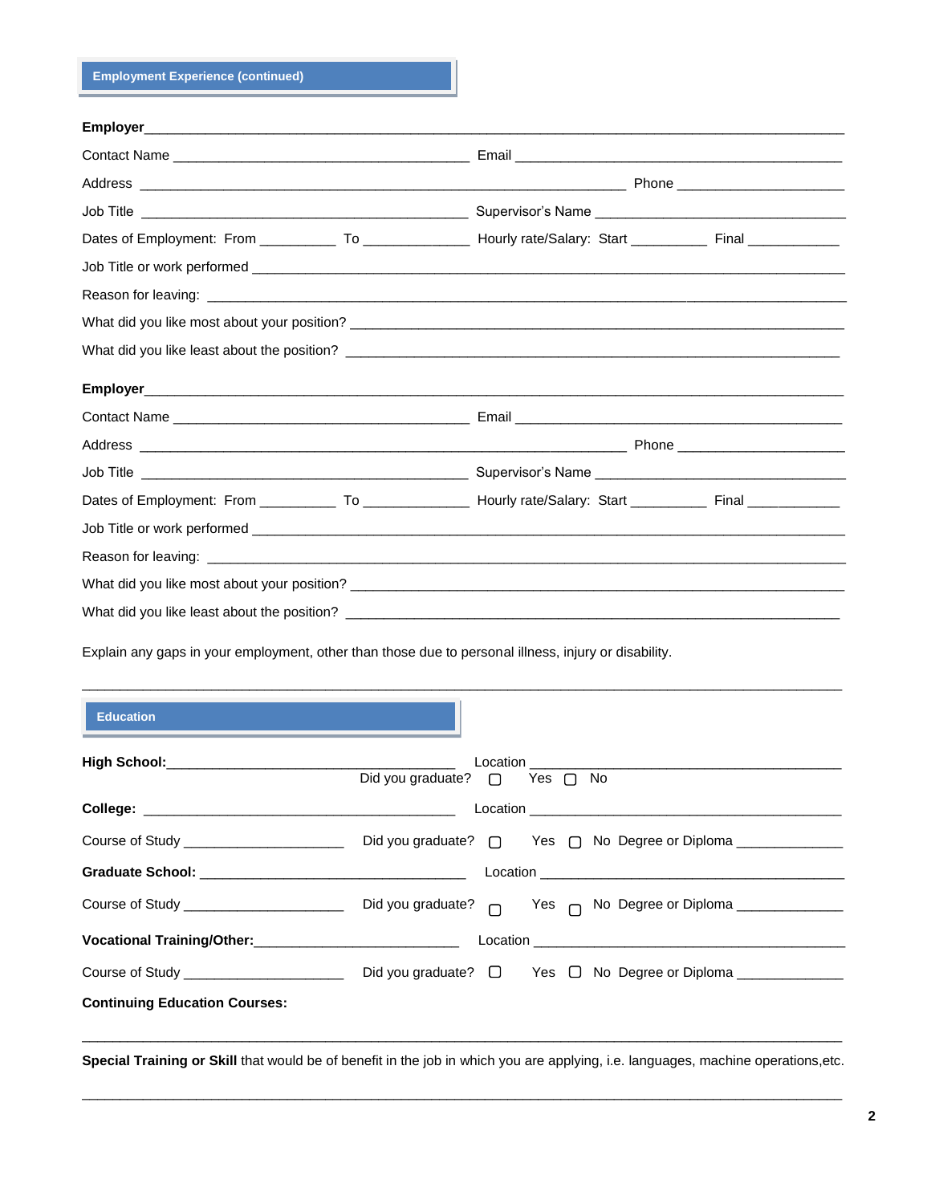## Employment Experience (continued)

**Employer**______________________________________________________________________________

Contact Name ________________________________ Email _____________________________________

Address ______________________________________________________ Phone ___________________

Job Title _____________________________________ Supervisor's Name ______________________________

Dates of Employment: From _________ To ____________ Hourly rate/Salary: Start _________ Final ___________

Job Title or work performed ______________________________________________________________

Reason for leaving: ____________________________________________________________________

What did you like most about your position? _________________________________________________

What did you like least about the position? _________________________________________________

**Employer**______________________________________________________________________________

Contact Name ________________________________ Email _____________________________________

Address ______________________________________________________ Phone ___________________

Job Title _____________________________________ Supervisor's Name ______________________________

Dates of Employment: From _________ To ____________ Hourly rate/Salary: Start _________ Final ___________

Job Title or work performed ______________________________________________________________

Reason for leaving: ____________________________________________________________________

What did you like most about your position? _________________________________________________

What did you like least about the position? _________________________________________________

Explain any gaps in your employment, other than those due to personal illness, injury or disability.

______________________________________________________________________________________

## Education

**High School:**_________________________________ Location ___________________________________

Did you graduate? ☐ Yes ☐ No

**College:** ____________________________________ Location ___________________________________

Course of Study ___________________ Did you graduate? ☐ Yes ☐ No Degree or Diploma _____________

**Graduate School:** ______________________________ Location ___________________________________

Course of Study ___________________ Did you graduate? ☐ Yes ☐ No Degree or Diploma _____________

**Vocational Training/Other:**_________________________ Location ___________________________________

Course of Study ___________________ Did you graduate? ☐ Yes ☐ No Degree or Diploma _____________

**Continuing Education Courses:**

______________________________________________________________________________________

**Special Training or Skill** that would be of benefit in the job in which you are applying, i.e. languages, machine operations,etc.

______________________________________________________________________________________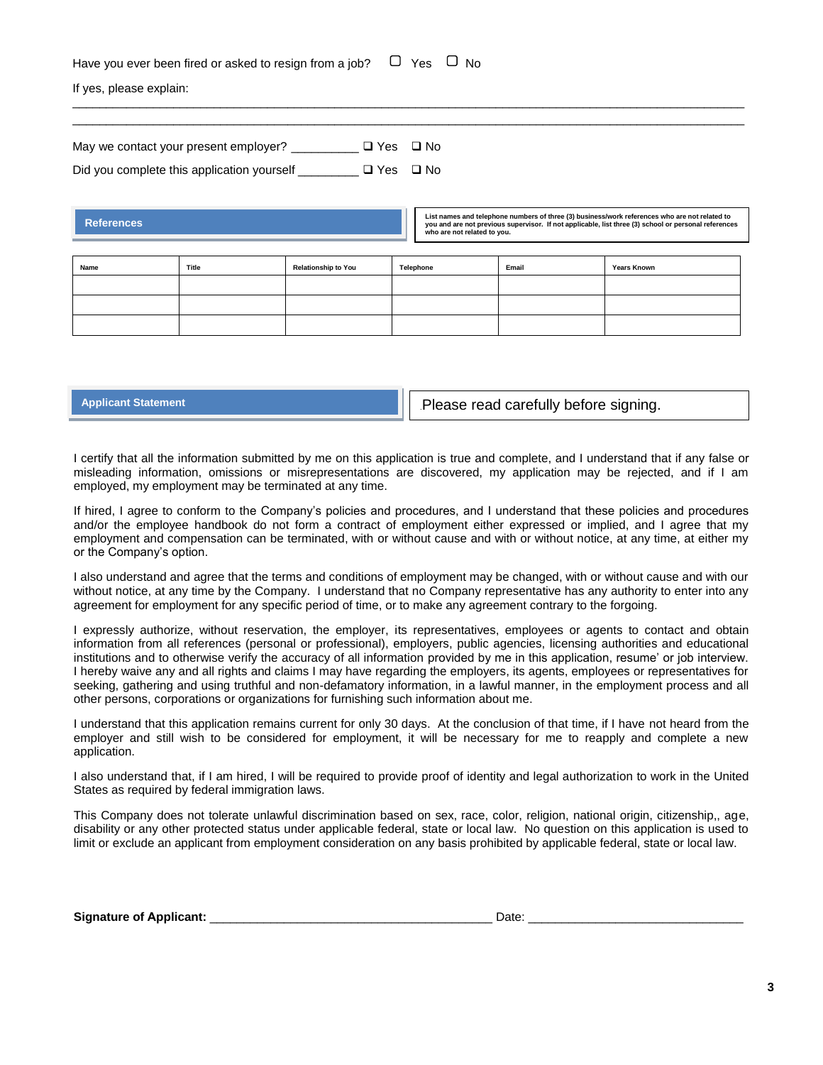Have you ever been fired or asked to resign from a job? ☐ Yes ☐ No

If yes, please explain:

_______________________________________________________________________________________________

_______________________________________________________________________________________________

May we contact your present employer? __________ ❑ Yes ❑ No

Did you complete this application yourself _________ ❑ Yes ❑ No

## References

List names and telephone numbers of three (3) business/work references who are not related to you and are not previous supervisor. If not applicable, list three (3) school or personal references who are not related to you.

| Name | Title | Relationship to You | Telephone | Email | Years Known |
|---|---|---|---|---|---|
| | | | | | |
| | | | | | |
| | | | | | |

## Applicant Statement

Please read carefully before signing.

I certify that all the information submitted by me on this application is true and complete, and I understand that if any false or misleading information, omissions or misrepresentations are discovered, my application may be rejected, and if I am employed, my employment may be terminated at any time.

If hired, I agree to conform to the Company's policies and procedures, and I understand that these policies and procedures and/or the employee handbook do not form a contract of employment either expressed or implied, and I agree that my employment and compensation can be terminated, with or without cause and with or without notice, at any time, at either my or the Company's option.

I also understand and agree that the terms and conditions of employment may be changed, with or without cause and with our without notice, at any time by the Company. I understand that no Company representative has any authority to enter into any agreement for employment for any specific period of time, or to make any agreement contrary to the forgoing.

I expressly authorize, without reservation, the employer, its representatives, employees or agents to contact and obtain information from all references (personal or professional), employers, public agencies, licensing authorities and educational institutions and to otherwise verify the accuracy of all information provided by me in this application, resume' or job interview. I hereby waive any and all rights and claims I may have regarding the employers, its agents, employees or representatives for seeking, gathering and using truthful and non-defamatory information, in a lawful manner, in the employment process and all other persons, corporations or organizations for furnishing such information about me.

I understand that this application remains current for only 30 days. At the conclusion of that time, if I have not heard from the employer and still wish to be considered for employment, it will be necessary for me to reapply and complete a new application.

I also understand that, if I am hired, I will be required to provide proof of identity and legal authorization to work in the United States as required by federal immigration laws.

This Company does not tolerate unlawful discrimination based on sex, race, color, religion, national origin, citizenship,, age, disability or any other protected status under applicable federal, state or local law. No question on this application is used to limit or exclude an applicant from employment consideration on any basis prohibited by applicable federal, state or local law.

**Signature of Applicant:** ________________________________________ Date: ______________________________